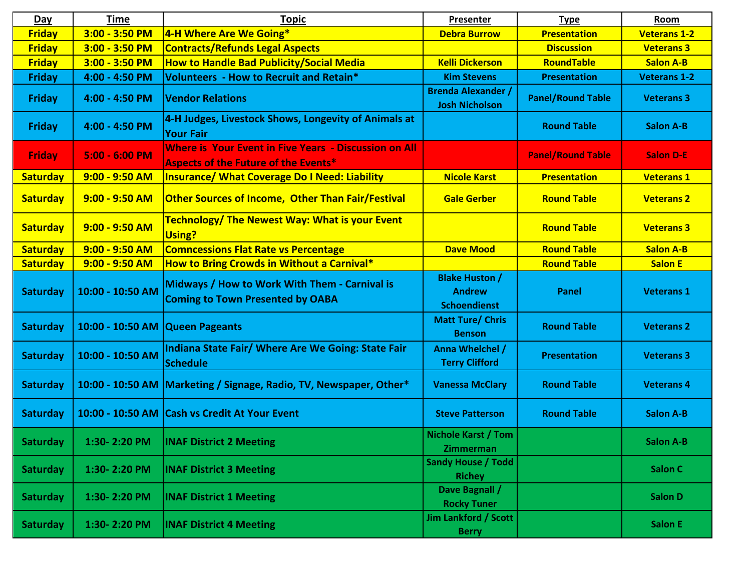| Day | Time | Topic | Presenter | Type | Room |
|---|---|---|---|---|---|
| Friday | 3:00 - 3:50 PM | 4-H Where Are We Going* | Debra Burrow | Presentation | Veterans 1-2 |
| Friday | 3:00 - 3:50 PM | Contracts/Refunds Legal Aspects | | Discussion | Veterans 3 |
| Friday | 3:00 - 3:50 PM | How to Handle Bad Publicity/Social Media | Kelli Dickerson | RoundTable | Salon A-B |
| Friday | 4:00 - 4:50 PM | Volunteers - How to Recruit and Retain* | Kim Stevens | Presentation | Veterans 1-2 |
| Friday | 4:00 - 4:50 PM | Vendor Relations | Brenda Alexander / Josh Nicholson | Panel/Round Table | Veterans 3 |
| Friday | 4:00 - 4:50 PM | 4-H Judges, Livestock Shows, Longevity of Animals at Your Fair | | Round Table | Salon A-B |
| Friday | 5:00 - 6:00 PM | Where is Your Event in Five Years - Discussion on All Aspects of the Future of the Events* | | Panel/Round Table | Salon D-E |
| Saturday | 9:00 - 9:50 AM | Insurance/ What Coverage Do I Need: Liability | Nicole Karst | Presentation | Veterans 1 |
| Saturday | 9:00 - 9:50 AM | Other Sources of Income, Other Than Fair/Festival | Gale Gerber | Round Table | Veterans 2 |
| Saturday | 9:00 - 9:50 AM | Technology/ The Newest Way: What is your Event Using? | | Round Table | Veterans 3 |
| Saturday | 9:00 - 9:50 AM | Comncessions Flat Rate vs Percentage | Dave Mood | Round Table | Salon A-B |
| Saturday | 9:00 - 9:50 AM | How to Bring Crowds in Without a Carnival* | | Round Table | Salon E |
| Saturday | 10:00 - 10:50 AM | Midways / How to Work With Them - Carnival is Coming to Town Presented by OABA | Blake Huston / Andrew Schoendienst | Panel | Veterans 1 |
| Saturday | 10:00 - 10:50 AM | Queen Pageants | Matt Ture/ Chris Benson | Round Table | Veterans 2 |
| Saturday | 10:00 - 10:50 AM | Indiana State Fair/ Where Are We Going: State Fair Schedule | Anna Whelchel / Terry Clifford | Presentation | Veterans 3 |
| Saturday | 10:00 - 10:50 AM | Marketing / Signage, Radio, TV, Newspaper, Other* | Vanessa McClary | Round Table | Veterans 4 |
| Saturday | 10:00 - 10:50 AM | Cash vs Credit At Your Event | Steve Patterson | Round Table | Salon A-B |
| Saturday | 1:30- 2:20 PM | INAF District 2 Meeting | Nichole Karst / Tom Zimmerman | | Salon A-B |
| Saturday | 1:30- 2:20 PM | INAF District 3 Meeting | Sandy House / Todd Richey | | Salon C |
| Saturday | 1:30- 2:20 PM | INAF District 1 Meeting | Dave Bagnall / Rocky Tuner | | Salon D |
| Saturday | 1:30- 2:20 PM | INAF District 4 Meeting | Jim Lankford / Scott Berry | | Salon E |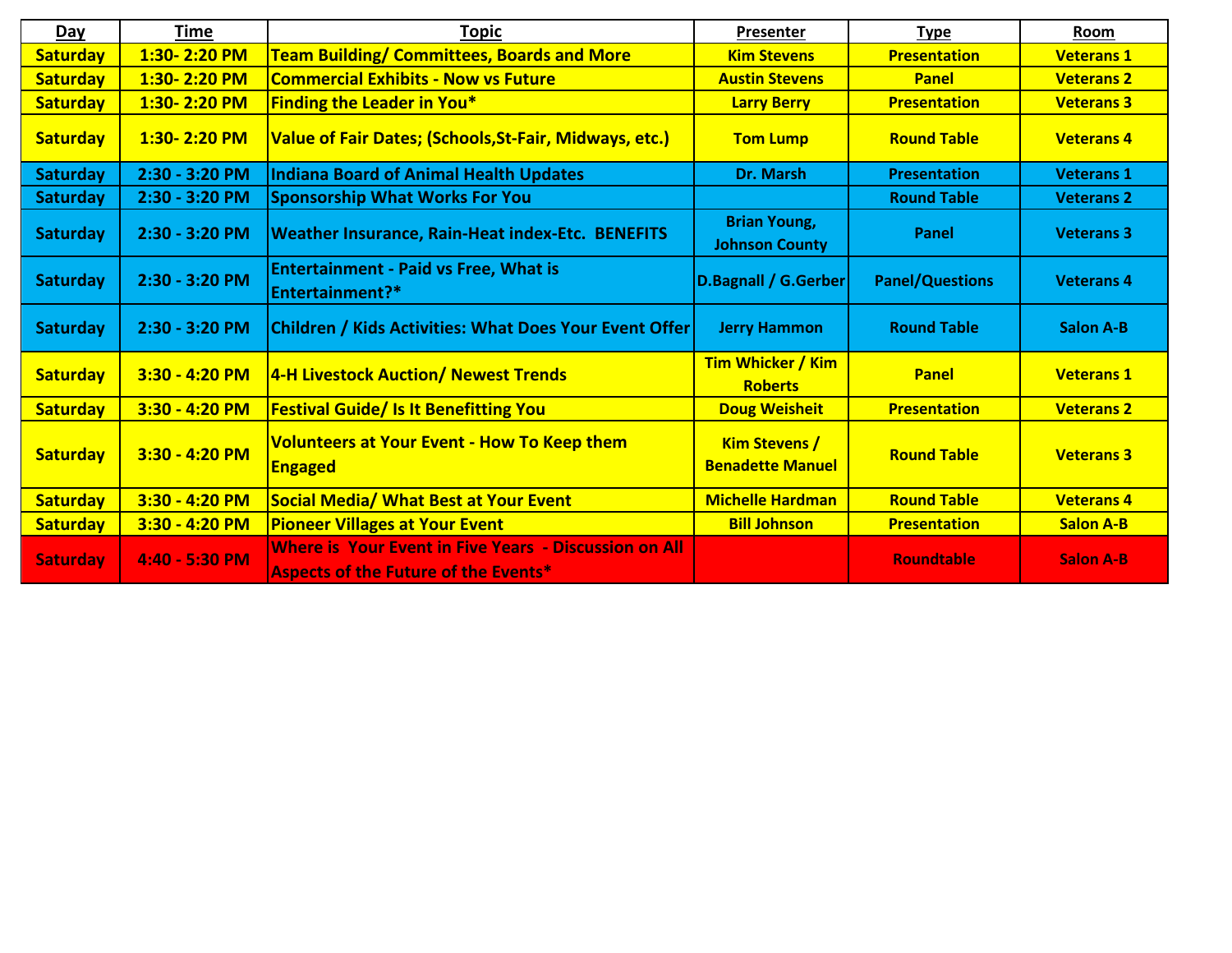| Day | Time | Topic | Presenter | Type | Room |
|---|---|---|---|---|---|
| Saturday | 1:30- 2:20 PM | Team Building/ Committees, Boards and More | Kim Stevens | Presentation | Veterans 1 |
| Saturday | 1:30- 2:20 PM | Commercial Exhibits - Now vs Future | Austin Stevens | Panel | Veterans 2 |
| Saturday | 1:30- 2:20 PM | Finding the Leader in You* | Larry Berry | Presentation | Veterans 3 |
| Saturday | 1:30- 2:20 PM | Value of Fair Dates; (Schools,St-Fair, Midways, etc.) | Tom Lump | Round Table | Veterans 4 |
| Saturday | 2:30 - 3:20 PM | Indiana Board of Animal Health Updates | Dr. Marsh | Presentation | Veterans 1 |
| Saturday | 2:30 - 3:20 PM | Sponsorship What Works For You | | Round Table | Veterans 2 |
| Saturday | 2:30 - 3:20 PM | Weather Insurance, Rain-Heat index-Etc. BENEFITS | Brian Young, Johnson County | Panel | Veterans 3 |
| Saturday | 2:30 - 3:20 PM | Entertainment - Paid vs Free, What is Entertainment?* | D.Bagnall / G.Gerber | Panel/Questions | Veterans 4 |
| Saturday | 2:30 - 3:20 PM | Children / Kids Activities: What Does Your Event Offer | Jerry Hammon | Round Table | Salon A-B |
| Saturday | 3:30 - 4:20 PM | 4-H Livestock Auction/ Newest Trends | Tim Whicker / Kim Roberts | Panel | Veterans 1 |
| Saturday | 3:30 - 4:20 PM | Festival Guide/ Is It Benefitting You | Doug Weisheit | Presentation | Veterans 2 |
| Saturday | 3:30 - 4:20 PM | Volunteers at Your Event - How To Keep them Engaged | Kim Stevens / Benadette Manuel | Round Table | Veterans 3 |
| Saturday | 3:30 - 4:20 PM | Social Media/ What Best at Your Event | Michelle Hardman | Round Table | Veterans 4 |
| Saturday | 3:30 - 4:20 PM | Pioneer Villages at Your Event | Bill Johnson | Presentation | Salon A-B |
| Saturday | 4:40 - 5:30 PM | Where is Your Event in Five Years - Discussion on All Aspects of the Future of the Events* | | Roundtable | Salon A-B |